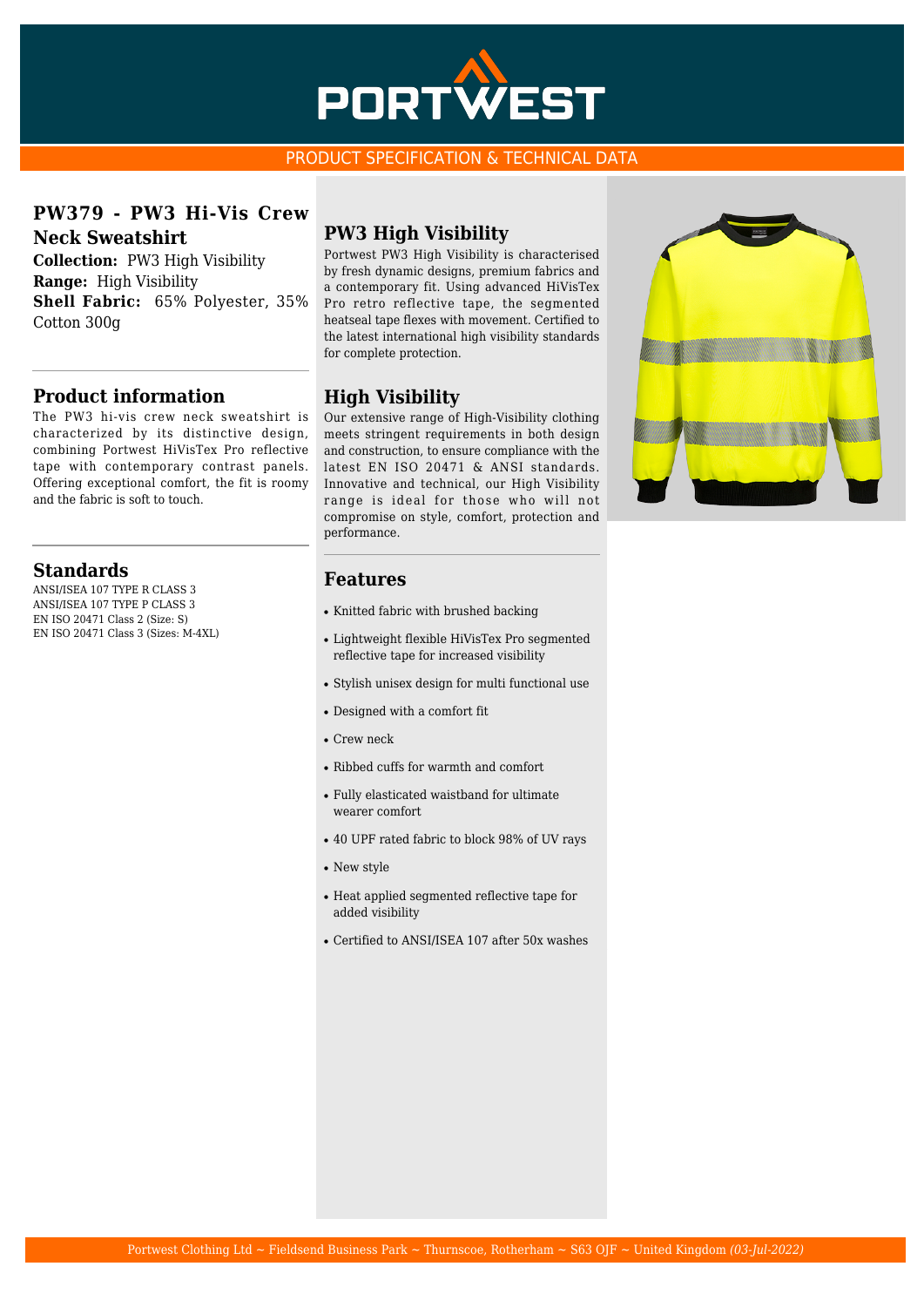# PORTWEST

PRODUCT SPECIFICATION & TECHNICAL DATA

## PW379 - PW3 Hi-Vis Crew Neck Sweatshirt

**Collection:** PW3 High Visibility
**Range:** High Visibility
**Shell Fabric:** 65% Polyester, 35% Cotton 300g

## Product information

The PW3 hi-vis crew neck sweatshirt is characterized by its distinctive design, combining Portwest HiVisTex Pro reflective tape with contemporary contrast panels. Offering exceptional comfort, the fit is roomy and the fabric is soft to touch.

## Standards

ANSI/ISEA 107 TYPE R CLASS 3
ANSI/ISEA 107 TYPE P CLASS 3
EN ISO 20471 Class 2 (Size: S)
EN ISO 20471 Class 3 (Sizes: M-4XL)

## PW3 High Visibility

Portwest PW3 High Visibility is characterised by fresh dynamic designs, premium fabrics and a contemporary fit. Using advanced HiVisTex Pro retro reflective tape, the segmented heatseal tape flexes with movement. Certified to the latest international high visibility standards for complete protection.

## High Visibility

Our extensive range of High-Visibility clothing meets stringent requirements in both design and construction, to ensure compliance with the latest EN ISO 20471 & ANSI standards. Innovative and technical, our High Visibility range is ideal for those who will not compromise on style, comfort, protection and performance.

## Features

- Knitted fabric with brushed backing
- Lightweight flexible HiVisTex Pro segmented reflective tape for increased visibility
- Stylish unisex design for multi functional use
- Designed with a comfort fit
- Crew neck
- Ribbed cuffs for warmth and comfort
- Fully elasticated waistband for ultimate wearer comfort
- 40 UPF rated fabric to block 98% of UV rays
- New style
- Heat applied segmented reflective tape for added visibility
- Certified to ANSI/ISEA 107 after 50x washes

Portwest Clothing Ltd ~ Fieldsend Business Park ~ Thurnscoe, Rotherham ~ S63 OJF ~ United Kingdom *(03-Jul-2022)*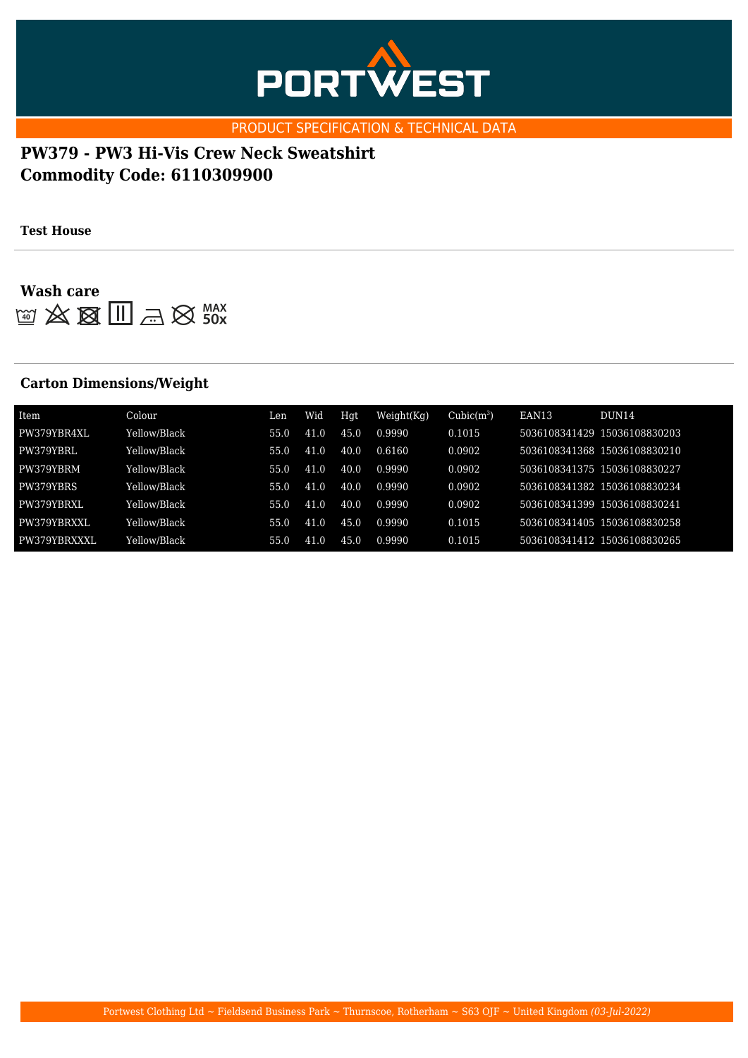PORTWEST

PRODUCT SPECIFICATION & TECHNICAL DATA

## PW379 - PW3 Hi-Vis Crew Neck Sweatshirt
## Commodity Code: 6110309900

### Test House

### Wash care

MAX 50x

### Carton Dimensions/Weight

| Item | Colour | Len | Wid | Hgt | Weight(Kg) | Cubic($m^3$) | EAN13 | DUN14 |
|---|---|---|---|---|---|---|---|---|
| PW379YBR4XL | Yellow/Black | 55.0 | 41.0 | 45.0 | 0.9990 | 0.1015 | 5036108341429 | 15036108830203 |
| PW379YBRL | Yellow/Black | 55.0 | 41.0 | 40.0 | 0.6160 | 0.0902 | 5036108341368 | 15036108830210 |
| PW379YBRM | Yellow/Black | 55.0 | 41.0 | 40.0 | 0.9990 | 0.0902 | 5036108341375 | 15036108830227 |
| PW379YBRS | Yellow/Black | 55.0 | 41.0 | 40.0 | 0.9990 | 0.0902 | 5036108341382 | 15036108830234 |
| PW379YBRXL | Yellow/Black | 55.0 | 41.0 | 40.0 | 0.9990 | 0.0902 | 5036108341399 | 15036108830241 |
| PW379YBRXXL | Yellow/Black | 55.0 | 41.0 | 45.0 | 0.9990 | 0.1015 | 5036108341405 | 15036108830258 |
| PW379YBRXXXL | Yellow/Black | 55.0 | 41.0 | 45.0 | 0.9990 | 0.1015 | 5036108341412 | 15036108830265 |

Portwest Clothing Ltd ~ Fieldsend Business Park ~ Thurnscoe, Rotherham ~ S63 OJF ~ United Kingdom *(03-Jul-2022)*